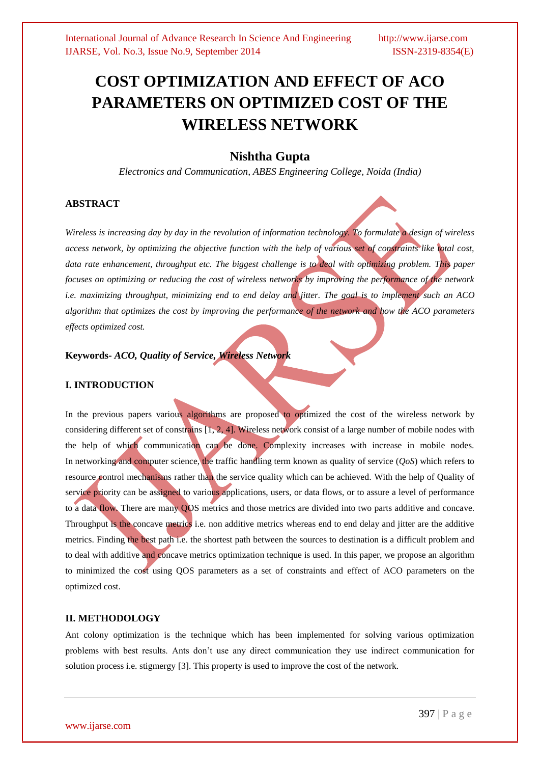# COST OPTIMIZATION AND EFFECT OF ACO PARAMETERS ON OPTIMIZED COST OF THE WIRELESS NETWORK

## Nishtha Gupta

*Electronics and Communication, ABES Engineering College, Noida (India)*

### ABSTRACT

*Wireless is increasing day by day in the revolution of information technology. To formulate a design of wireless access network, by optimizing the objective function with the help of various set of constraints like total cost, data rate enhancement, throughput etc. The biggest challenge is to deal with optimizing problem. This paper focuses on optimizing or reducing the cost of wireless networks by improving the performance of the network i.e. maximizing throughput, minimizing end to end delay and jitter. The goal is to implement such an ACO algorithm that optimizes the cost by improving the performance of the network and how the ACO parameters effects optimized cost.*

**Keywords-** ***ACO, Quality of Service, Wireless Network***

### I. INTRODUCTION

In the previous papers various algorithms are proposed to optimized the cost of the wireless network by considering different set of constrains [1, 2, 4]. Wireless network consist of a large number of mobile nodes with the help of which communication can be done. Complexity increases with increase in mobile nodes. In networking and computer science, the traffic handling term known as quality of service (*QoS*) which refers to resource control mechanisms rather than the service quality which can be achieved. With the help of Quality of service priority can be assigned to various applications, users, or data flows, or to assure a level of performance to a data flow. There are many QOS metrics and those metrics are divided into two parts additive and concave. Throughput is the concave metrics i.e. non additive metrics whereas end to end delay and jitter are the additive metrics. Finding the best path i.e. the shortest path between the sources to destination is a difficult problem and to deal with additive and concave metrics optimization technique is used. In this paper, we propose an algorithm to minimized the cost using QOS parameters as a set of constraints and effect of ACO parameters on the optimized cost.

### II. METHODOLOGY

Ant colony optimization is the technique which has been implemented for solving various optimization problems with best results. Ants don't use any direct communication they use indirect communication for solution process i.e. stigmergy [3]. This property is used to improve the cost of the network.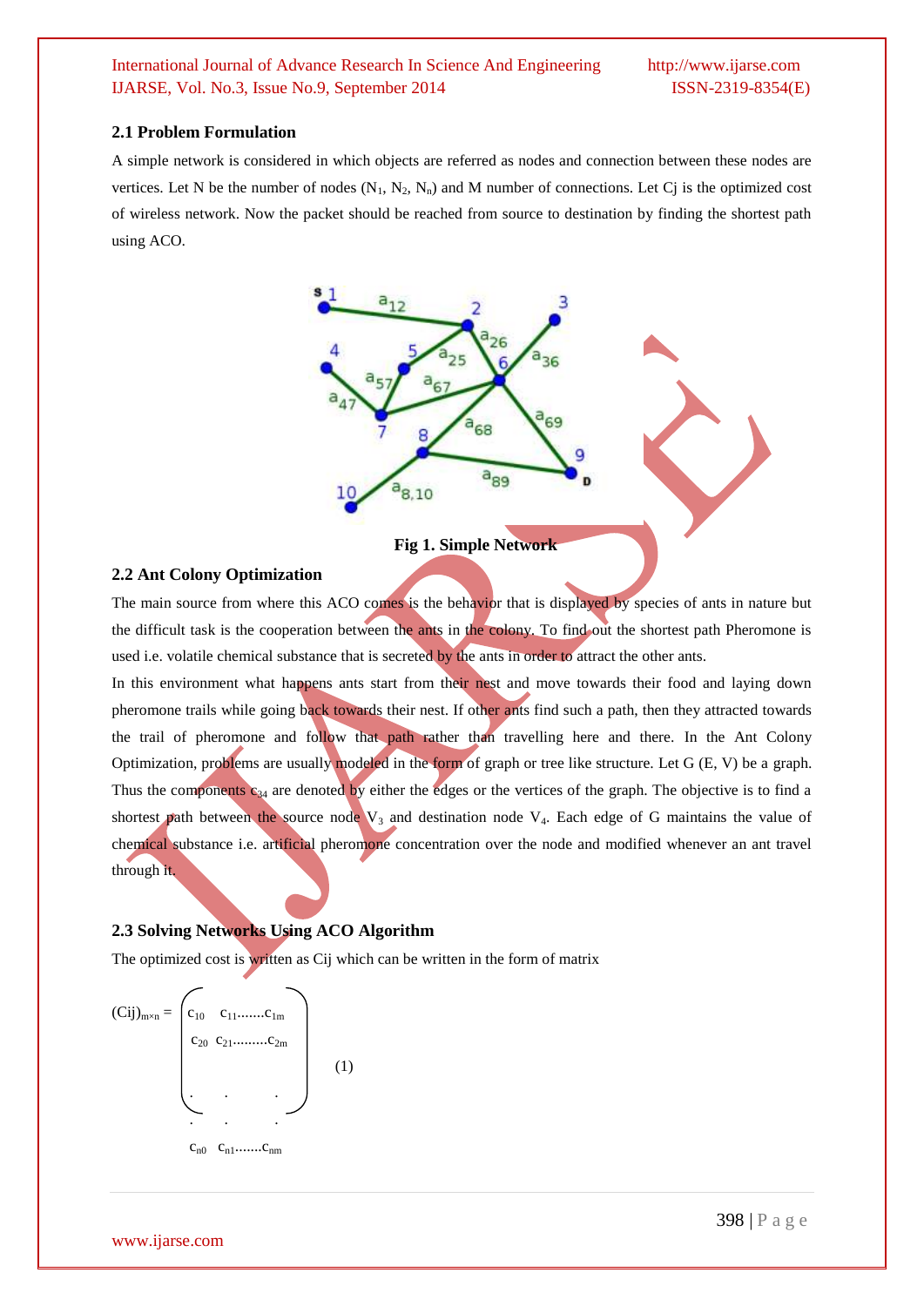### 2.1 Problem Formulation

A simple network is considered in which objects are referred as nodes and connection between these nodes are vertices. Let N be the number of nodes ($N_1$, $N_2$, $N_n$) and M number of connections. Let Cj is the optimized cost of wireless network. Now the packet should be reached from source to destination by finding the shortest path using ACO.

**Fig 1. Simple Network**

### 2.2 Ant Colony Optimization

The main source from where this ACO comes is the behavior that is displayed by species of ants in nature but the difficult task is the cooperation between the ants in the colony. To find out the shortest path Pheromone is used i.e. volatile chemical substance that is secreted by the ants in order to attract the other ants.

In this environment what happens ants start from their nest and move towards their food and laying down pheromone trails while going back towards their nest. If other ants find such a path, then they attracted towards the trail of pheromone and follow that path rather than travelling here and there. In the Ant Colony Optimization, problems are usually modeled in the form of graph or tree like structure. Let G (E, V) be a graph. Thus the components $c_{34}$ are denoted by either the edges or the vertices of the graph. The objective is to find a shortest path between the source node $V_3$ and destination node $V_4$. Each edge of G maintains the value of chemical substance i.e. artificial pheromone concentration over the node and modified whenever an ant travel through it.

### 2.3 Solving Networks Using ACO Algorithm

The optimized cost is written as Cij which can be written in the form of matrix

$$(Cij)_{m\times n} = \begin{pmatrix} c_{10} & c_{11}\ldots\ldots c_{1m} \\ c_{20} & c_{21}\ldots\ldots c_{2m} \\ \vdots & \vdots \\ c_{n0} & c_{n1}\ldots\ldots c_{nm} \end{pmatrix} \quad (1)$$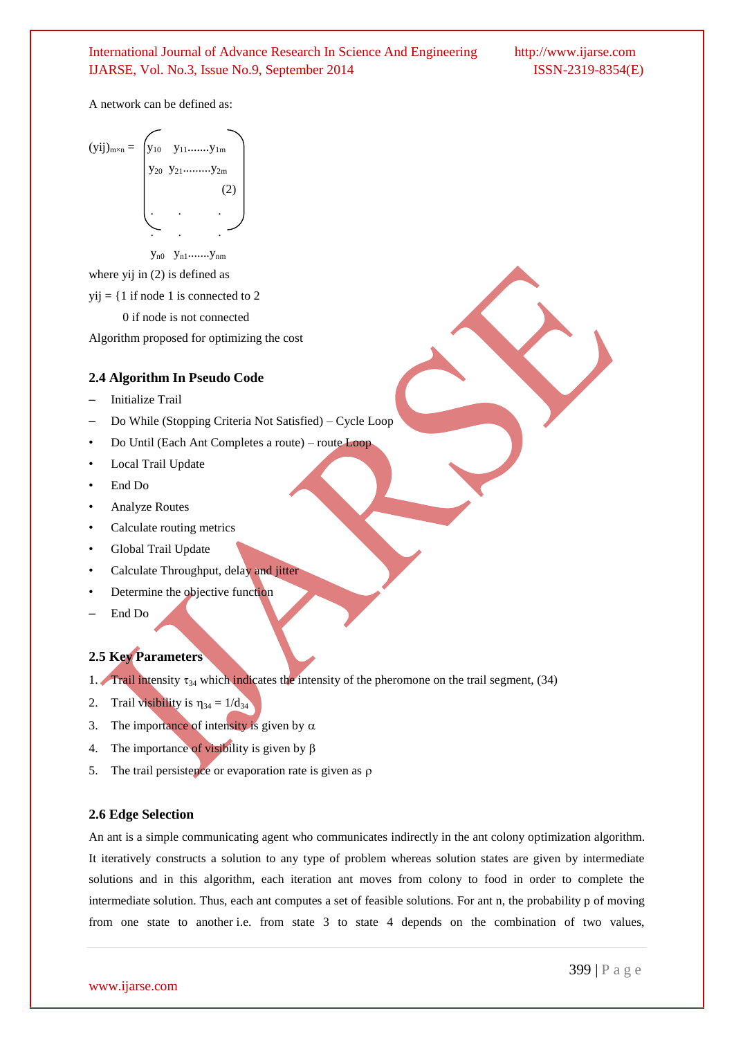A network can be defined as:

$$
(y_{ij})_{m\times n} = \begin{pmatrix} y_{10} & y_{11}.......y_{1m} \\ y_{20} & y_{21}.........y_{2m} \\ . & . \quad\quad . \\ . & . \quad\quad . \\ y_{n0} & y_{n1}.......y_{nm} \end{pmatrix} \quad (2)
$$

where yij in (2) is defined as

yij = {1 if node 1 is connected to 2

0 if node is not connected

Algorithm proposed for optimizing the cost

### 2.4 Algorithm In Pseudo Code

- Initialize Trail
- Do While (Stopping Criteria Not Satisfied) – Cycle Loop
- Do Until (Each Ant Completes a route) – route Loop
- Local Trail Update
- End Do
- Analyze Routes
- Calculate routing metrics
- Global Trail Update
- Calculate Throughput, delay and jitter
- Determine the objective function
- End Do

### 2.5 Key Parameters

1. Trail intensity $\tau_{34}$ which indicates the intensity of the pheromone on the trail segment, (34)
2. Trail visibility is $\eta_{34} = 1/d_{34}$
3. The importance of intensity is given by $\alpha$
4. The importance of visibility is given by $\beta$
5. The trail persistence or evaporation rate is given as $\rho$

### 2.6 Edge Selection

An ant is a simple communicating agent who communicates indirectly in the ant colony optimization algorithm. It iteratively constructs a solution to any type of problem whereas solution states are given by intermediate solutions and in this algorithm, each iteration ant moves from colony to food in order to complete the intermediate solution. Thus, each ant computes a set of feasible solutions. For ant n, the probability p of moving from one state to another i.e. from state 3 to state 4 depends on the combination of two values,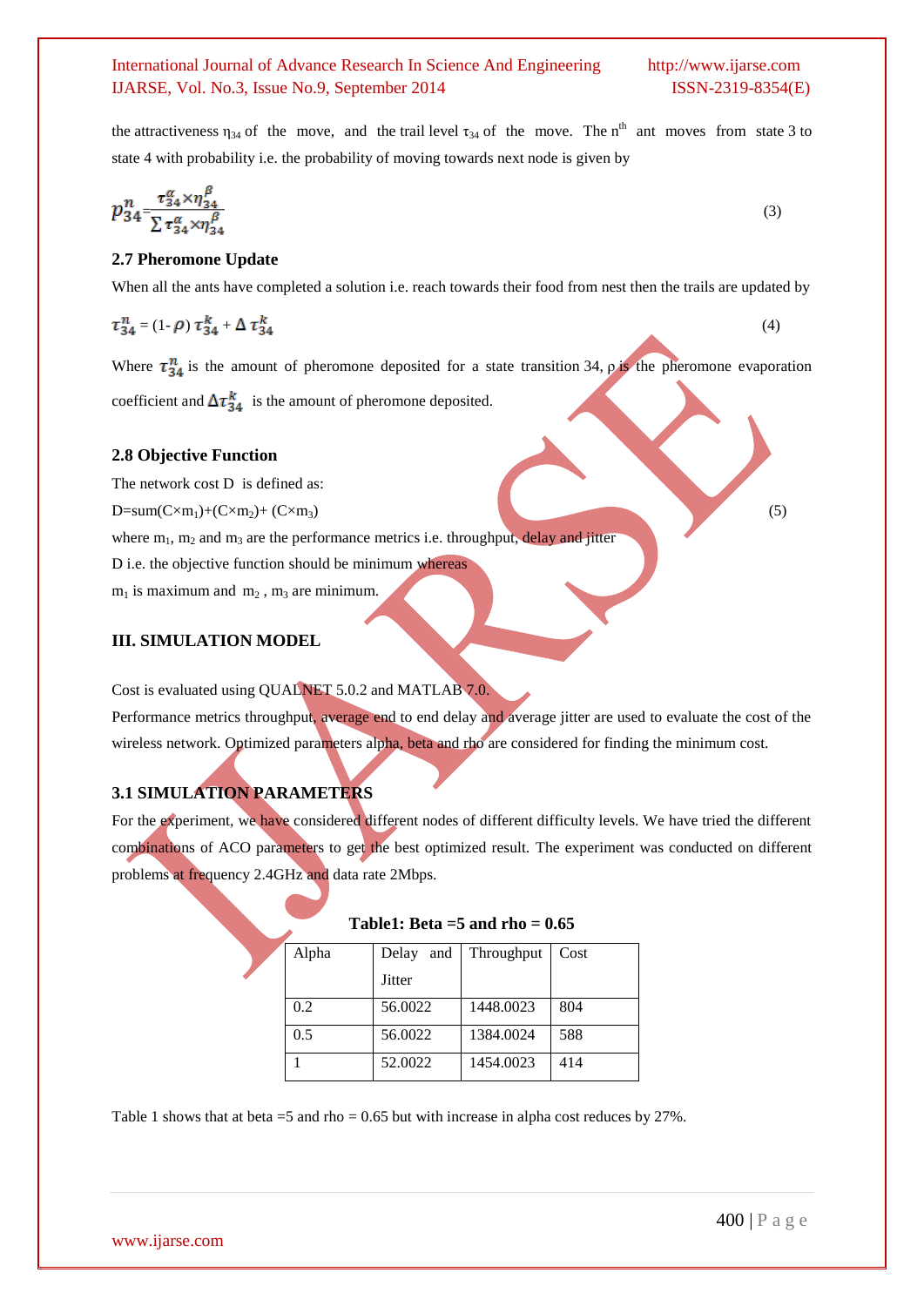the attractiveness $\eta_{34}$ of the move, and the trail level $\tau_{34}$ of the move. The $n^{th}$ ant moves from state 3 to state 4 with probability i.e. the probability of moving towards next node is given by

$$p_{34}^{n} = \frac{\tau_{34}^{\alpha} \times \eta_{34}^{\beta}}{\sum \tau_{34}^{\alpha} \times \eta_{34}^{\beta}} \tag{3}$$

### 2.7 Pheromone Update

When all the ants have completed a solution i.e. reach towards their food from nest then the trails are updated by

$$\tau_{34}^{n} = (1-\rho)\, \tau_{34}^{k} + \Delta\, \tau_{34}^{k} \tag{4}$$

Where $\tau_{34}^{n}$ is the amount of pheromone deposited for a state transition 34, $\rho$ is the pheromone evaporation coefficient and $\Delta\tau_{34}^{k}$ is the amount of pheromone deposited.

### 2.8 Objective Function

The network cost D is defined as:

$$D = \text{sum}(C \times m_1) + (C \times m_2) + (C \times m_3) \tag{5}$$

where $m_1$, $m_2$ and $m_3$ are the performance metrics i.e. throughput, delay and jitter

D i.e. the objective function should be minimum whereas

$m_1$ is maximum and $m_2$, $m_3$ are minimum.

## III. SIMULATION MODEL

Cost is evaluated using QUALNET 5.0.2 and MATLAB 7.0.

Performance metrics throughput, average end to end delay and average jitter are used to evaluate the cost of the wireless network. Optimized parameters alpha, beta and rho are considered for finding the minimum cost.

### 3.1 SIMULATION PARAMETERS

For the experiment, we have considered different nodes of different difficulty levels. We have tried the different combinations of ACO parameters to get the best optimized result. The experiment was conducted on different problems at frequency 2.4GHz and data rate 2Mbps.

**Table1: Beta =5 and rho = 0.65**

| Alpha | Delay and Jitter | Throughput | Cost |
|---|---|---|---|
| 0.2 | 56.0022 | 1448.0023 | 804 |
| 0.5 | 56.0022 | 1384.0024 | 588 |
| 1 | 52.0022 | 1454.0023 | 414 |

Table 1 shows that at beta =5 and rho = 0.65 but with increase in alpha cost reduces by 27%.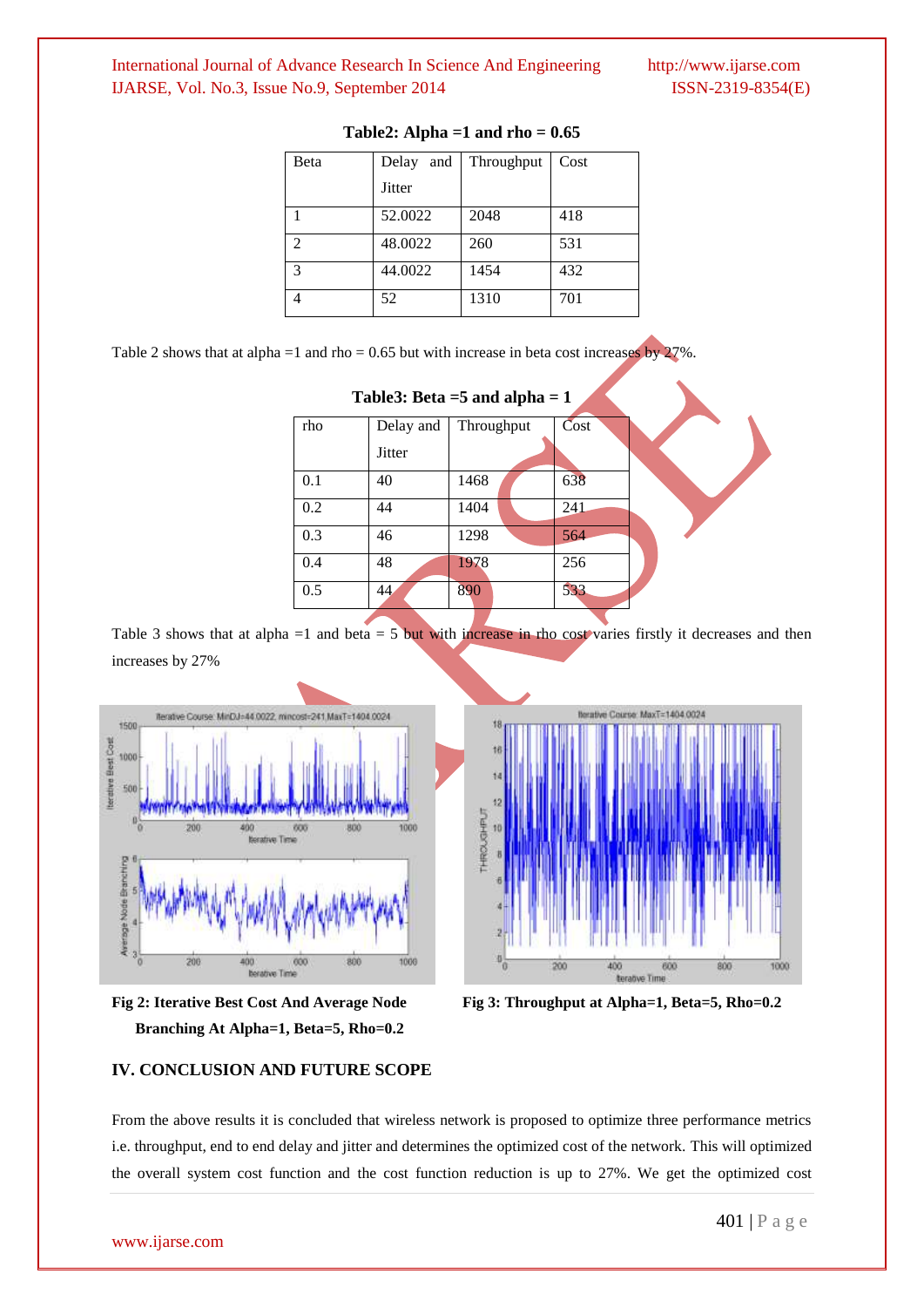**Table2: Alpha =1 and rho = 0.65**

| Beta | Delay and Jitter | Throughput | Cost |
|---|---|---|---|
| 1 | 52.0022 | 2048 | 418 |
| 2 | 48.0022 | 260 | 531 |
| 3 | 44.0022 | 1454 | 432 |
| 4 | 52 | 1310 | 701 |

Table 2 shows that at alpha =1 and rho = 0.65 but with increase in beta cost increases by 27%.

**Table3: Beta =5 and alpha = 1**

| rho | Delay and Jitter | Throughput | Cost |
|---|---|---|---|
| 0.1 | 40 | 1468 | 638 |
| 0.2 | 44 | 1404 | 241 |
| 0.3 | 46 | 1298 | 564 |
| 0.4 | 48 | 1978 | 256 |
| 0.5 | 44 | 890 | 533 |

Table 3 shows that at alpha =1 and beta = 5 but with increase in rho cost varies firstly it decreases and then increases by 27%

**Fig 2: Iterative Best Cost And Average Node Branching At Alpha=1, Beta=5, Rho=0.2**

**Fig 3: Throughput at Alpha=1, Beta=5, Rho=0.2**

## IV. CONCLUSION AND FUTURE SCOPE

From the above results it is concluded that wireless network is proposed to optimize three performance metrics i.e. throughput, end to end delay and jitter and determines the optimized cost of the network. This will optimized the overall system cost function and the cost function reduction is up to 27%. We get the optimized cost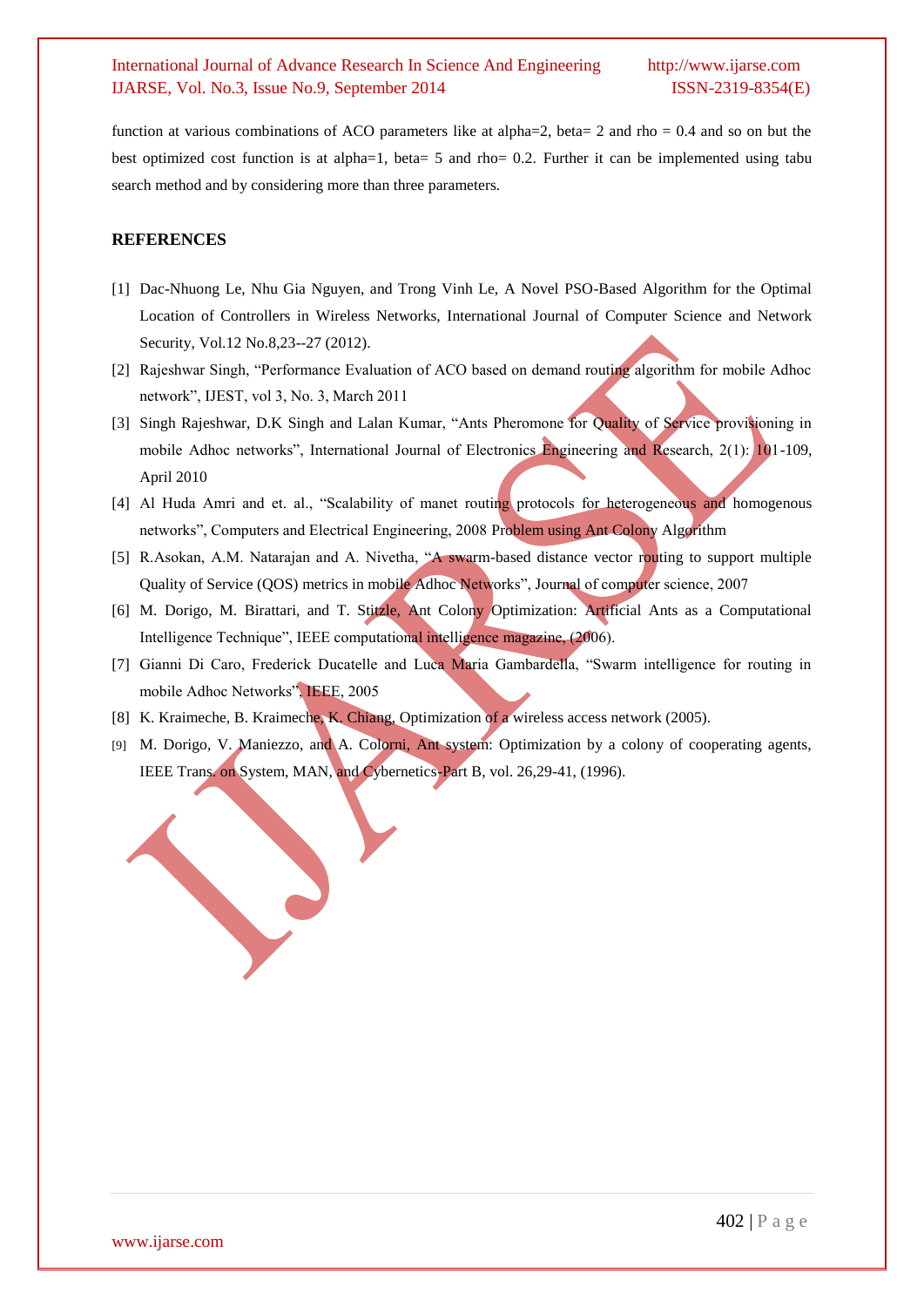function at various combinations of ACO parameters like at alpha=2, beta= 2 and rho = 0.4 and so on but the best optimized cost function is at alpha=1, beta= 5 and rho= 0.2. Further it can be implemented using tabu search method and by considering more than three parameters.

## REFERENCES

[1] Dac-Nhuong Le, Nhu Gia Nguyen, and Trong Vinh Le, A Novel PSO-Based Algorithm for the Optimal Location of Controllers in Wireless Networks, International Journal of Computer Science and Network Security, Vol.12 No.8,23--27 (2012).

[2] Rajeshwar Singh, "Performance Evaluation of ACO based on demand routing algorithm for mobile Adhoc network", IJEST, vol 3, No. 3, March 2011

[3] Singh Rajeshwar, D.K Singh and Lalan Kumar, "Ants Pheromone for Quality of Service provisioning in mobile Adhoc networks", International Journal of Electronics Engineering and Research, 2(1): 101-109, April 2010

[4] Al Huda Amri and et. al., "Scalability of manet routing protocols for heterogeneous and homogenous networks", Computers and Electrical Engineering, 2008 Problem using Ant Colony Algorithm

[5] R.Asokan, A.M. Natarajan and A. Nivetha, "A swarm-based distance vector routing to support multiple Quality of Service (QOS) metrics in mobile Adhoc Networks", Journal of computer science, 2007

[6] M. Dorigo, M. Birattari, and T. Stitzle, Ant Colony Optimization: Artificial Ants as a Computational Intelligence Technique", IEEE computational intelligence magazine, (2006).

[7] Gianni Di Caro, Frederick Ducatelle and Luca Maria Gambardella, "Swarm intelligence for routing in mobile Adhoc Networks", IEEE, 2005

[8] K. Kraimeche, B. Kraimeche, K. Chiang, Optimization of a wireless access network (2005).

[9] M. Dorigo, V. Maniezzo, and A. Colorni, Ant system: Optimization by a colony of cooperating agents, IEEE Trans. on System, MAN, and Cybernetics-Part B, vol. 26,29-41, (1996).